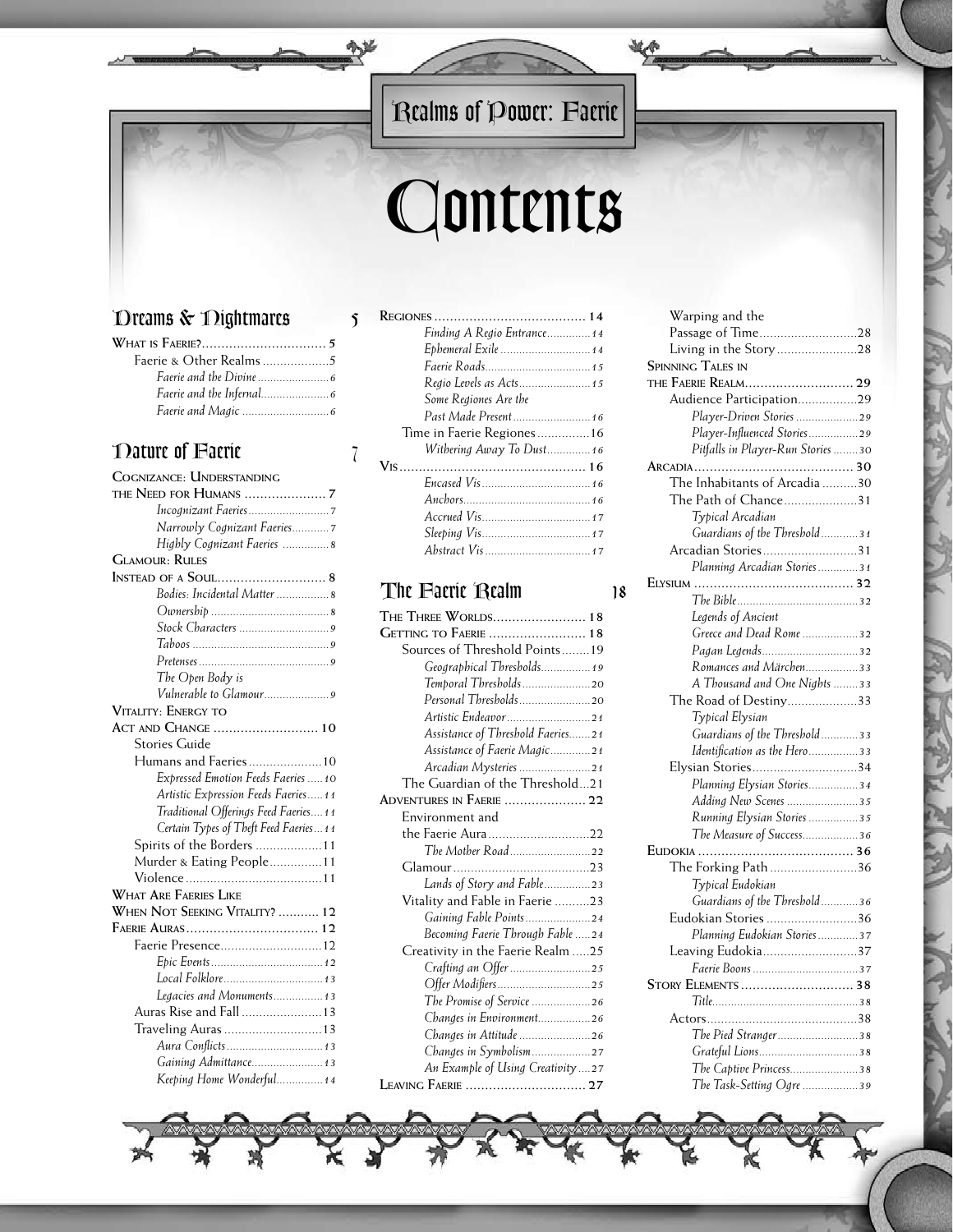# Contents

## Dreams & Nightmares 5

**What is Faerie?** 5
- Faerie & Other Realms 5
  - *Faerie and the Divine* 6
  - *Faerie and the Infernal* 6
  - *Faerie and Magic* 6

## Nature of Faerie 7

**Cognizance: Understanding the Need for Humans** 7
- *Incognizant Faeries* 7
- *Narrowly Cognizant Faeries* 7
- *Highly Cognizant Faeries* 8

**Glamour: Rules**

**Instead of a Soul** 8
- *Bodies: Incidental Matter* 8
- *Ownership* 8
- *Stock Characters* 9
- *Taboos* 9
- *Pretenses* 9
- *The Open Body is Vulnerable to Glamour* 9

**Vitality: Energy to Act and Change** 10
- Stories Guide
- Humans and Faeries 10
  - *Expressed Emotion Feeds Faeries* 10
  - *Artistic Expression Feeds Faeries* 11
  - *Traditional Offerings Feed Faeries* 11
  - *Certain Types of Theft Feed Faeries* 11
- Spirits of the Borders 11
- Murder & Eating People 11
- Violence 11

**What Are Faeries Like When Not Seeking Vitality?** 12

**Faerie Auras** 12
- Faerie Presence 12
  - *Epic Events* 12
  - *Local Folklore* 13
  - *Legacies and Monuments* 13
- Auras Rise and Fall 13
- Traveling Auras 13
  - *Aura Conflicts* 13
  - *Gaining Admittance* 13
  - *Keeping Home Wonderful* 14

**Regiones** 14
- *Finding A Regio Entrance* 14
- *Ephemeral Exile* 14
- *Faerie Roads* 15
- *Regio Levels as Acts* 15
- *Some Regiones Are the Past Made Present* 16
- Time in Faerie Regiones 16
  - *Withering Away To Dust* 16

**Vis** 16
- *Encased Vis* 16
- *Anchors* 16
- *Accrued Vis* 17
- *Sleeping Vis* 17
- *Abstract Vis* 17

## The Faerie Realm 18

**The Three Worlds** 18

**Getting to Faerie** 18
- Sources of Threshold Points 19
  - *Geographical Thresholds* 19
  - *Temporal Thresholds* 20
  - *Personal Thresholds* 20
  - *Artistic Endeavor* 21
  - *Assistance of Threshold Faeries* 21
  - *Assistance of Faerie Magic* 21
  - *Arcadian Mysteries* 21
- The Guardian of the Threshold 21

**Adventures in Faerie** 22
- Environment and the Faerie Aura 22
  - *The Mother Road* 22
- Glamour 23
  - *Lands of Story and Fable* 23
- Vitality and Fable in Faerie 23
  - *Gaining Fable Points* 24
  - *Becoming Faerie Through Fable* 24
- Creativity in the Faerie Realm 25
  - *Crafting an Offer* 25
  - *Offer Modifiers* 25
  - *The Promise of Service* 26
  - *Changes in Environment* 26
  - *Changes in Attitude* 26
  - *Changes in Symbolism* 27
  - *An Example of Using Creativity* 27

**Leaving Faerie** 27
- Warping and the Passage of Time 28
- Living in the Story 28

**Spinning Tales in the Faerie Realm** 29
- Audience Participation 29
  - *Player-Driven Stories* 29
  - *Player-Influenced Stories* 29
  - *Pitfalls in Player-Run Stories* 30

**Arcadia** 30
- The Inhabitants of Arcadia 30
- The Path of Chance 31
  - *Typical Arcadian Guardians of the Threshold* 31
- Arcadian Stories 31
  - *Planning Arcadian Stories* 31

**Elysium** 32
- *The Bible* 32
- *Legends of Ancient Greece and Dead Rome* 32
- *Pagan Legends* 32
- *Romances and Märchen* 33
- *A Thousand and One Nights* 33
- The Road of Destiny 33
  - *Typical Elysian Guardians of the Threshold* 33
  - *Identification as the Hero* 33
- Elysian Stories 34
  - *Planning Elysian Stories* 34
  - *Adding New Scenes* 35
  - *Running Elysian Stories* 35
  - *The Measure of Success* 36

**Eudokia** 36
- The Forking Path 36
  - *Typical Eudokian Guardians of the Threshold* 36
- Eudokian Stories 36
  - *Planning Eudokian Stories* 37
- Leaving Eudokia 37
  - *Faerie Boons* 37

**Story Elements** 38
- *Title* 38
- Actors 38
  - *The Pied Stranger* 38
  - *Grateful Lions* 38
  - *The Captive Princess* 38
  - *The Task-Setting Ogre* 39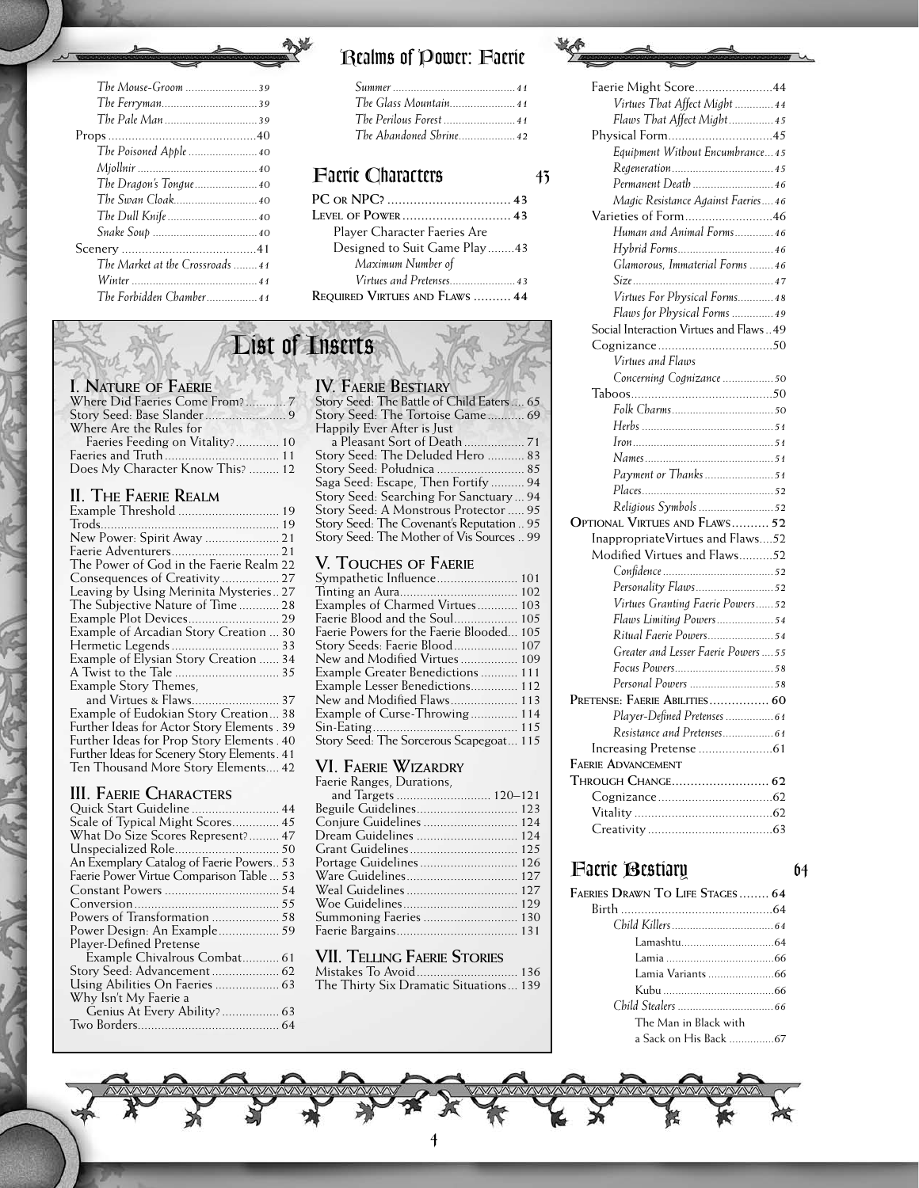*The Mouse-Groom* ........................ 39
*The Ferryman* ................................ 39
*The Pale Man* ............................... 39
Props ............................................ 40
*The Poisoned Apple* ....................... 40
*Mjollnir* ........................................ 40
*The Dragon's Tongue* ..................... 40
*The Swan Cloak* ............................ 40
*The Dull Knife* .............................. 40
*Snake Soup* ................................... 40
Scenery ......................................... 41
*The Market at the Crossroads* ........ 41
*Winter* .......................................... 41
*The Forbidden Chamber* ................. 41
*Summer* ......................................... 41
*The Glass Mountain* ...................... 41
*The Perilous Forest* ........................ 41
*The Abandoned Shrine* ................... 42

## Faerie Characters 43

PC or NPC? ................................. 43
Level of Power ............................. 43
Player Character Faeries Are Designed to Suit Game Play ........ 43
*Maximum Number of Virtues and Pretenses* ...................... 43
Required Virtues and Flaws .......... 44
Faerie Might Score ....................... 44
*Virtues That Affect Might* ............. 44
*Flaws That Affect Might* ............... 45
Physical Form .............................. 45
*Equipment Without Encumbrance* ... 45
*Regeneration* ................................. 45
*Permanent Death* ........................... 46
*Magic Resistance Against Faeries* .... 46
Varieties of Form .......................... 46
*Human and Animal Forms* ............. 46
*Hybrid Forms* ................................ 46
*Glamorous, Immaterial Forms* ........ 46
*Size* ............................................... 47
*Virtues For Physical Forms* ............ 48
*Flaws for Physical Forms* .............. 49
Social Interaction Virtues and Flaws .. 49
Cognizance ................................... 50
*Virtues and Flaws Concerning Cognizance* ................. 50
Taboos .......................................... 50
*Folk Charms* .................................. 50
*Herbs* ............................................ 51
*Iron* ............................................... 51
*Names* ........................................... 51
*Payment or Thanks* ........................ 51
*Places* ............................................ 52
*Religious Symbols* ......................... 52
Optional Virtues and Flaws .......... 52
Inappropriate Virtues and Flaws .... 52
Modified Virtues and Flaws .......... 52
*Confidence* ..................................... 52
*Personality Flaws* ........................... 52
*Virtues Granting Faerie Powers* ...... 52
*Flaws Limiting Powers* ................... 54
*Ritual Faerie Powers* ...................... 54
*Greater and Lesser Faerie Powers* .... 55
*Focus Powers* ................................. 58
*Personal Powers* ............................ 58
Pretense: Faerie Abilities ............. 60
*Player-Defined Pretenses* ................ 61
*Resistance and Pretenses* ................ 61
Increasing Pretense ...................... 61
Faerie Advancement Through Change .......................... 62
Cognizance ................................... 62
Vitality ......................................... 62
Creativity ..................................... 63

## Faerie Bestiary 64

Faeries Drawn To Life Stages ........ 64
Birth ............................................ 64
*Child Killers* .................................. 64
Lamashtu ...................................... 64
Lamia ........................................... 66
Lamia Variants .............................. 66
Kubu ............................................ 66
*Child Stealers* ................................ 66
The Man in Black with a Sack on His Back ............... 67

# List of Inserts

### I. Nature of Faerie

Where Did Faeries Come From? ............ 7
Story Seed: Base Slander ...................... 9
Where Are the Rules for Faeries Feeding on Vitality? ............. 10
Faeries and Truth ................................ 11
Does My Character Know This? ......... 12

### II. The Faerie Realm

Example Threshold ............................. 19
Trods .................................................. 19
New Power: Spirit Away ..................... 21
Faerie Adventurers ............................. 21
The Power of God in the Faerie Realm 22
Consequences of Creativity ................ 27
Leaving by Using Merinita Mysteries .. 27
The Subjective Nature of Time ........... 28
Example Plot Devices ......................... 29
Example of Arcadian Story Creation ... 30
Hermetic Legends ............................... 33
Example of Elysian Story Creation ...... 34
A Twist to the Tale ............................. 35
Example Story Themes, and Virtues & Flaws ......................... 37
Example of Eudokian Story Creation ... 38
Further Ideas for Actor Story Elements . 39
Further Ideas for Prop Story Elements . 40
Further Ideas for Scenery Story Elements . 41
Ten Thousand More Story Elements .... 42

### III. Faerie Characters

Quick Start Guideline ......................... 44
Scale of Typical Might Scores ............. 45
What Do Size Scores Represent? ......... 47
Unspecialized Role .............................. 50
An Exemplary Catalog of Faerie Powers .. 53
Faerie Power Virtue Comparison Table ... 53
Constant Powers ................................. 54
Conversion .......................................... 55
Powers of Transformation ................... 58
Power Design: An Example ................. 59
Player-Defined Pretense Example Chivalrous Combat ........... 61
Story Seed: Advancement .................... 62
Using Abilities On Faeries ................... 63
Why Isn't My Faerie a Genius At Every Ability? ................. 63
Two Borders ........................................ 64

### IV. Faerie Bestiary

Story Seed: The Battle of Child Eaters .... 65
Story Seed: The Tortoise Game ........... 69
Happily Ever After is Just a Pleasant Sort of Death ................. 71
Story Seed: The Deluded Hero ........... 83
Story Seed: Południca ......................... 85
Saga Seed: Escape, Then Fortify .......... 94
Story Seed: Searching For Sanctuary ... 94
Story Seed: A Monstrous Protector ..... 95
Story Seed: The Covenant's Reputation .. 95
Story Seed: The Mother of Vis Sources .. 99

### V. Touches of Faerie

Sympathetic Influence ....................... 101
Tinting an Aura .................................. 102
Examples of Charmed Virtues ............ 103
Faerie Blood and the Soul .................. 105
Faerie Powers for the Faerie Blooded ... 105
Story Seeds: Faerie Blood .................. 107
New and Modified Virtues ................. 109
Example Greater Benedictions ........... 111
Example Lesser Benedictions ............. 112
New and Modified Flaws ................... 113
Example of Curse-Throwing .............. 114
Sin-Eating .......................................... 115
Story Seed: The Sorcerous Scapegoat ... 115

### VI. Faerie Wizardry

Faerie Ranges, Durations, and Targets ............................. 120–121
Beguile Guidelines ............................. 123
Conjure Guidelines ............................ 124
Dream Guidelines .............................. 124
Grant Guidelines ................................ 125
Portage Guidelines ............................. 126
Ware Guidelines ................................. 127
Weal Guidelines ................................. 127
Woe Guidelines .................................. 129
Summoning Faeries ............................ 130
Faerie Bargains .................................. 131

### VII. Telling Faerie Stories

Mistakes To Avoid .............................. 136
The Thirty Six Dramatic Situations ... 139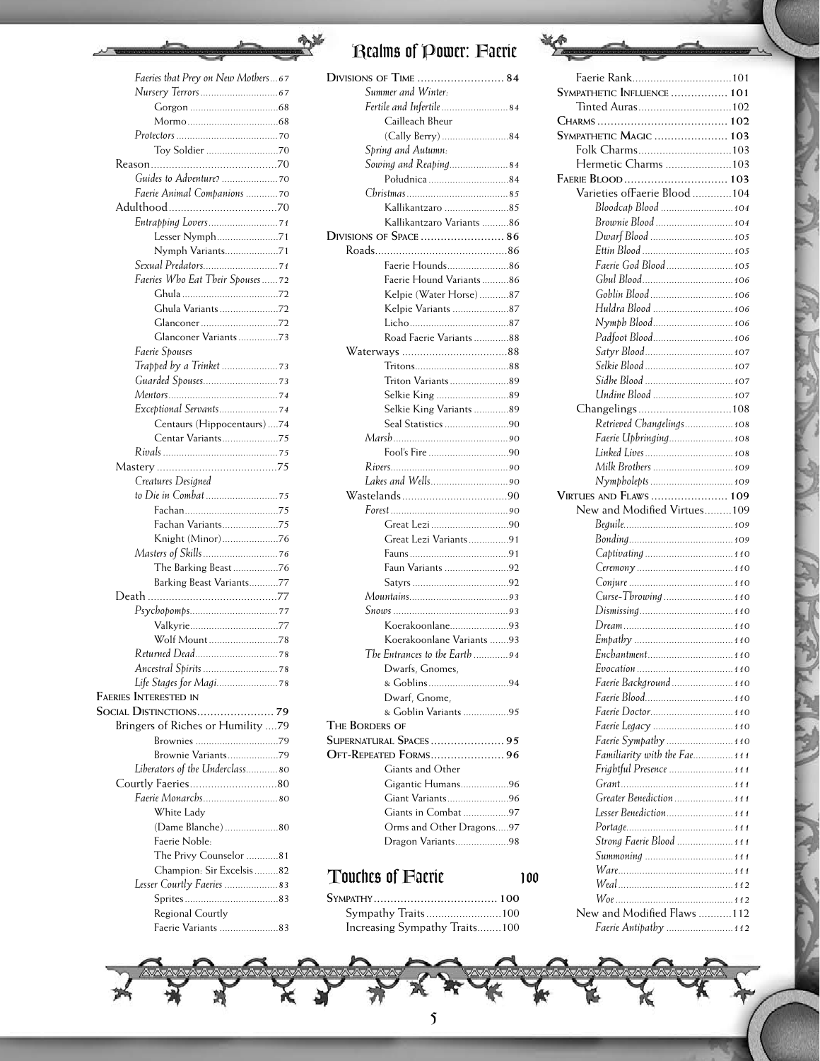- *Faeries that Prey on New Mothers* ... 67
- *Nursery Terrors* ... 67
  - Gorgon ... 68
  - Mormo ... 68
- *Protectors* ... 70
  - Toy Soldier ... 70
- Reason ... 70
  - *Guides to Adventure?* ... 70
  - *Faerie Animal Companions* ... 70
- Adulthood ... 70
  - *Entrapping Lovers* ... 71
    - Lesser Nymph ... 71
    - Nymph Variants ... 71
  - *Sexual Predators* ... 71
  - *Faeries Who Eat Their Spouses* ... 72
    - Ghula ... 72
    - Ghula Variants ... 72
    - Glanconer ... 72
    - Glanconer Variants ... 73
  - *Faerie Spouses Trapped by a Trinket* ... 73
  - *Guarded Spouses* ... 73
  - *Mentors* ... 74
  - *Exceptional Servants* ... 74
    - Centaurs (Hippocentaurs) ... 74
    - Centar Variants ... 75
  - *Rivals* ... 75
- Mastery ... 75
  - *Creatures Designed to Die in Combat* ... 75
    - Fachan ... 75
    - Fachan Variants ... 75
    - Knight (Minor) ... 76
  - *Masters of Skills* ... 76
    - The Barking Beast ... 76
    - Barking Beast Variants ... 77
- Death ... 77
  - *Psychopomps* ... 77
    - Valkyrie ... 77
    - Wolf Mount ... 78
  - *Returned Dead* ... 78
  - *Ancestral Spirits* ... 78
  - *Life Stages for Magi* ... 78

**Faeries Interested in Social Distinctions** ... 79
- Bringers of Riches or Humility ... 79
  - Brownies ... 79
  - Brownie Variants ... 79
  - *Liberators of the Underclass* ... 80
- Courtly Faeries ... 80
  - *Faerie Monarchs* ... 80
    - White Lady (Dame Blanche) ... 80
    - Faerie Noble: The Privy Counselor ... 81
    - Champion: Sir Excelsis ... 82
  - *Lesser Courtly Faeries* ... 83
    - Sprites ... 83
    - Regional Courtly Faerie Variants ... 83

**Divisions of Time** ... 84
- *Summer and Winter: Fertile and Infertile* ... 84
  - Cailleach Bheur (Cally Berry) ... 84
- *Spring and Autumn: Sowing and Reaping* ... 84
  - Południca ... 84
- *Christmas* ... 85
  - Kallikantzaro ... 85
  - Kallikantzaro Variants ... 86

**Divisions of Space** ... 86
- Roads ... 86
  - Faerie Hounds ... 86
  - Faerie Hound Variants ... 86
  - Kelpie (Water Horse) ... 87
  - Kelpie Variants ... 87
  - Licho ... 87
  - Road Faerie Variants ... 88
- Waterways ... 88
  - Tritons ... 88
  - Triton Variants ... 89
  - Selkie King ... 89
  - Selkie King Variants ... 89
  - Seal Statistics ... 90
  - *Marsh* ... 90
    - Fool's Fire ... 90
  - *Rivers* ... 90
  - *Lakes and Wells* ... 90
- Wastelands ... 90
  - *Forest* ... 90
    - Great Lezi ... 90
    - Great Lezi Variants ... 91
    - Fauns ... 91
    - Faun Variants ... 92
    - Satyrs ... 92
  - *Mountains* ... 93
  - *Snows* ... 93
    - Koerakoonlane ... 93
    - Koerakoonlane Variants ... 93
  - *The Entrances to the Earth* ... 94
    - Dwarfs, Gnomes, & Goblins ... 94
    - Dwarf, Gnome, & Goblin Variants ... 95

**The Borders of Supernatural Spaces** ... 95

**Oft-Repeated Forms** ... 96
- Giants and Other Gigantic Humans ... 96
- Giant Variants ... 96
- Giants in Combat ... 97
- Orms and Other Dragons ... 97
- Dragon Variants ... 98

# Touches of Faerie ... 100

**Sympathy** ... 100
- Sympathy Traits ... 100
- Increasing Sympathy Traits ... 100
- Faerie Rank ... 101

**Sympathetic Influence** ... 101
- Tinted Auras ... 102

**Charms** ... 102

**Sympathetic Magic** ... 103
- Folk Charms ... 103
- Hermetic Charms ... 103

**Faerie Blood** ... 103
- Varieties ofFaerie Blood ... 104
  - *Bloodcap Blood* ... 104
  - *Brownie Blood* ... 104
  - *Dwarf Blood* ... 105
  - *Ettin Blood* ... 105
  - *Faerie God Blood* ... 105
  - *Ghul Blood* ... 106
  - *Goblin Blood* ... 106
  - *Huldra Blood* ... 106
  - *Nymph Blood* ... 106
  - *Padfoot Blood* ... 106
  - *Satyr Blood* ... 107
  - *Selkie Blood* ... 107
  - *Sidhe Blood* ... 107
  - *Undine Blood* ... 107
- Changelings ... 108
  - *Retrieved Changelings* ... 108
  - *Faerie Upbringing* ... 108
  - *Linked Lives* ... 108
  - *Milk Brothers* ... 109
  - *Nympholepts* ... 109

**Virtues and Flaws** ... 109
- New and Modified Virtues ... 109
  - *Beguile* ... 109
  - *Bonding* ... 109
  - *Captivating* ... 110
  - *Ceremony* ... 110
  - *Conjure* ... 110
  - *Curse-Throwing* ... 110
  - *Dismissing* ... 110
  - *Dream* ... 110
  - *Empathy* ... 110
  - *Enchantment* ... 110
  - *Evocation* ... 110
  - *Faerie Background* ... 110
  - *Faerie Blood* ... 110
  - *Faerie Doctor* ... 110
  - *Faerie Legacy* ... 110
  - *Faerie Sympathy* ... 110
  - *Familiarity with the Fae* ... 111
  - *Frightful Presence* ... 111
  - *Grant* ... 111
  - *Greater Benediction* ... 111
  - *Lesser Benediction* ... 111
  - *Portage* ... 111
  - *Strong Faerie Blood* ... 111
  - *Summoning* ... 111
  - *Ware* ... 111
  - *Weal* ... 112
  - *Woe* ... 112
- New and Modified Flaws ... 112
  - *Faerie Antipathy* ... 112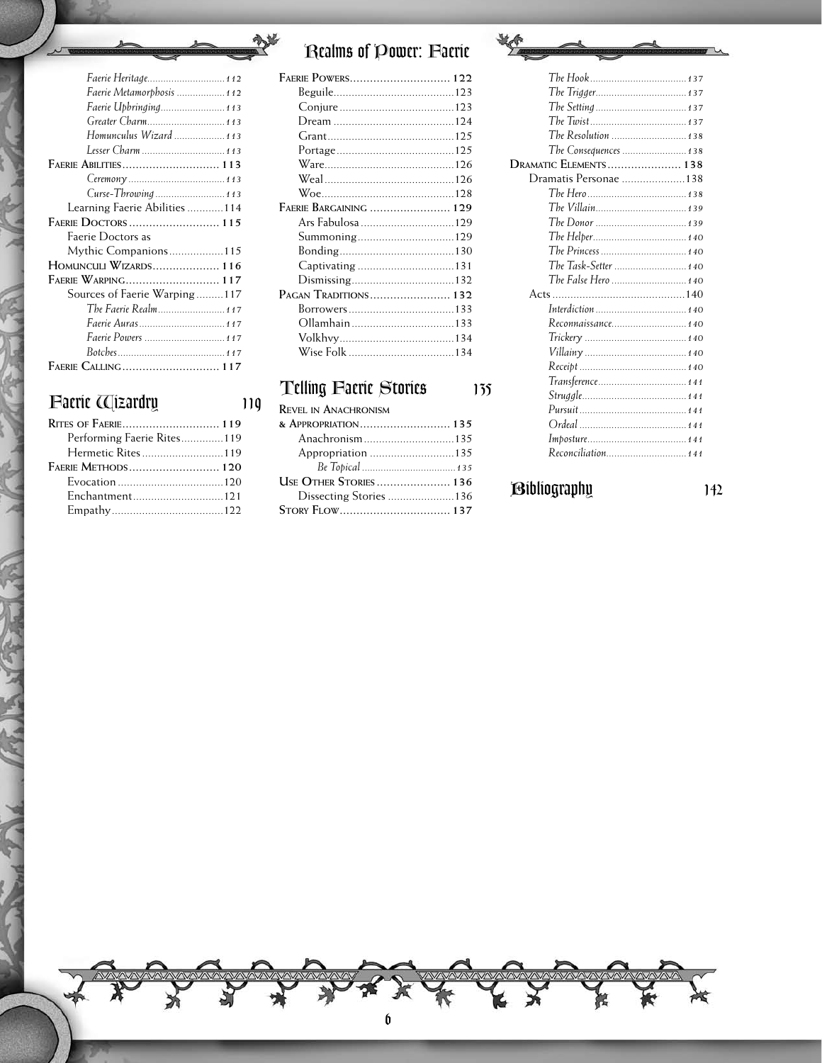*Faerie Heritage* ... 112
*Faerie Metamorphosis* ... 112
*Faerie Upbringing* ... 113
*Greater Charm* ... 113
*Homunculus Wizard* ... 113
*Lesser Charm* ... 113

**Faerie Abilities** ... 113
*Ceremony* ... 113
*Curse-Throwing* ... 113
Learning Faerie Abilities ... 114

**Faerie Doctors** ... 115
Faerie Doctors as Mythic Companions ... 115

**Homunculi Wizards** ... 116

**Faerie Warping** ... 117
Sources of Faerie Warping ... 117
*The Faerie Realm* ... 117
*Faerie Auras* ... 117
*Faerie Powers* ... 117
*Botches* ... 117

**Faerie Calling** ... 117

## Faerie Wizardry 119

**Rites of Faerie** ... 119
Performing Faerie Rites ... 119
Hermetic Rites ... 119

**Faerie Methods** ... 120
Evocation ... 120
Enchantment ... 121
Empathy ... 122

**Faerie Powers** ... 122
Beguile ... 123
Conjure ... 123
Dream ... 124
Grant ... 125
Portage ... 125
Ware ... 126
Weal ... 126
Woe ... 128

**Faerie Bargaining** ... 129
Ars Fabulosa ... 129
Summoning ... 129
Bonding ... 130
Captivating ... 131
Dismissing ... 132

**Pagan Traditions** ... 132
Borrowers ... 133
Ollamhain ... 133
Volkhvy ... 134
Wise Folk ... 134

## Telling Faerie Stories 135

**Revel in Anachronism & Appropriation** ... 135
Anachronism ... 135
Appropriation ... 135
*Be Topical* ... 135

**Use Other Stories** ... 136
Dissecting Stories ... 136

**Story Flow** ... 137
*The Hook* ... 137
*The Trigger* ... 137
*The Setting* ... 137
*The Twist* ... 137
*The Resolution* ... 138
*The Consequences* ... 138

**Dramatic Elements** ... 138
Dramatis Personae ... 138
*The Hero* ... 138
*The Villain* ... 139
*The Donor* ... 139
*The Helper* ... 140
*The Princess* ... 140
*The Task-Setter* ... 140
*The False Hero* ... 140
Acts ... 140
*Interdiction* ... 140
*Reconnaissance* ... 140
*Trickery* ... 140
*Villainy* ... 140
*Receipt* ... 140
*Transference* ... 141
*Struggle* ... 141
*Pursuit* ... 141
*Ordeal* ... 141
*Imposture* ... 141
*Reconciliation* ... 141

## Bibliography 142